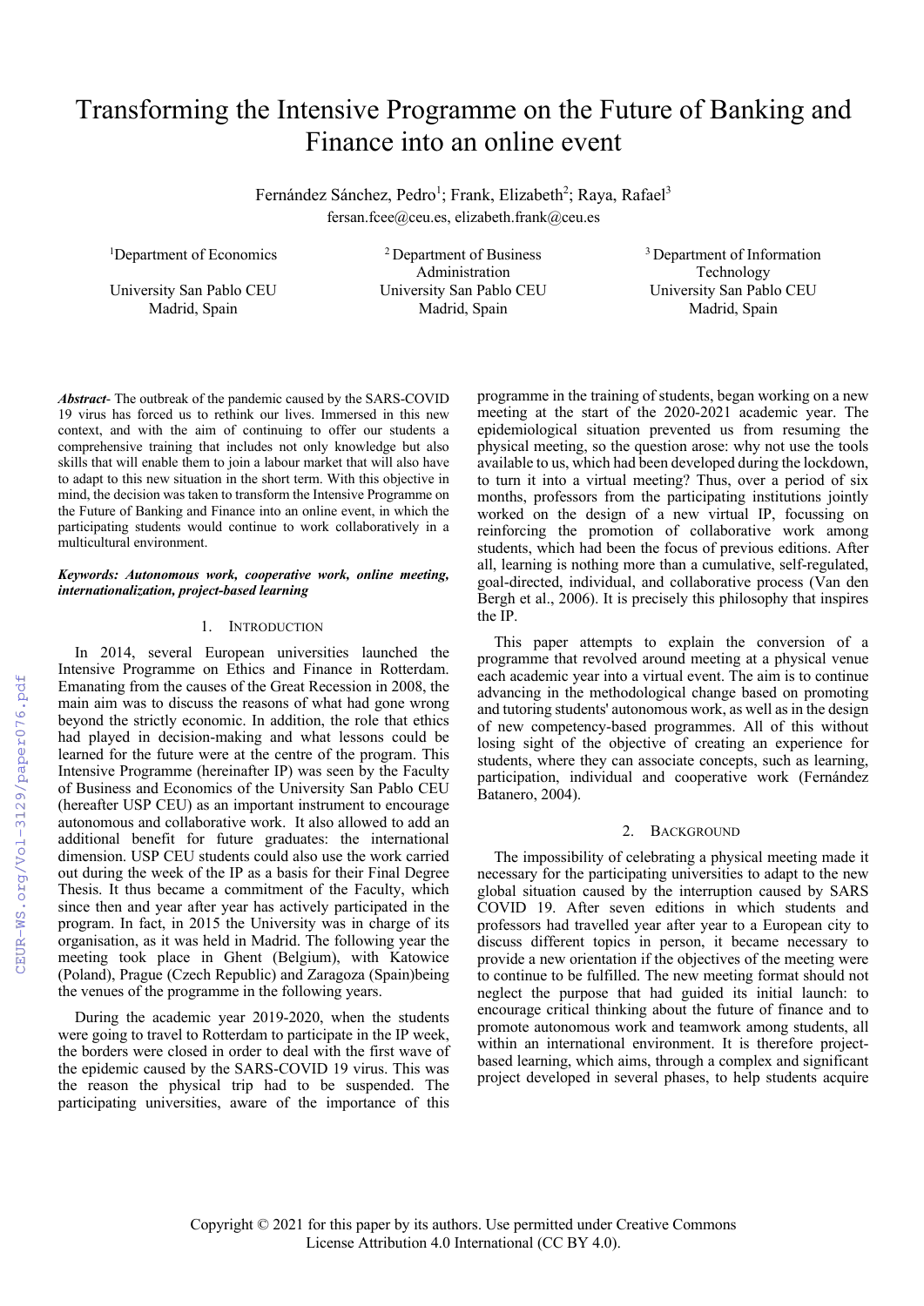# Transforming the Intensive Programme on the Future of Banking and Finance into an online event

Fernández Sánchez, Pedro[1]; Frank, Elizabeth[2]; Raya, Rafael[3]

fersan.fcee@ceu.es, elizabeth.frank@ceu.es

[1]Department of Economics
University San Pablo CEU
Madrid, Spain

[2] Department of Business Administration
University San Pablo CEU
Madrid, Spain

[3] Department of Information Technology
University San Pablo CEU
Madrid, Spain

***Abstract*****-** The outbreak of the pandemic caused by the SARS-COVID 19 virus has forced us to rethink our lives. Immersed in this new context, and with the aim of continuing to offer our students a comprehensive training that includes not only knowledge but also skills that will enable them to join a labour market that will also have to adapt to this new situation in the short term. With this objective in mind, the decision was taken to transform the Intensive Programme on the Future of Banking and Finance into an online event, in which the participating students would continue to work collaboratively in a multicultural environment.

***Keywords: Autonomous work, cooperative work, online meeting, internationalization, project-based learning***

## 1. Introduction

In 2014, several European universities launched the Intensive Programme on Ethics and Finance in Rotterdam. Emanating from the causes of the Great Recession in 2008, the main aim was to discuss the reasons of what had gone wrong beyond the strictly economic. In addition, the role that ethics had played in decision-making and what lessons could be learned for the future were at the centre of the program. This Intensive Programme (hereinafter IP) was seen by the Faculty of Business and Economics of the University San Pablo CEU (hereafter USP CEU) as an important instrument to encourage autonomous and collaborative work. It also allowed to add an additional benefit for future graduates: the international dimension. USP CEU students could also use the work carried out during the week of the IP as a basis for their Final Degree Thesis. It thus became a commitment of the Faculty, which since then and year after year has actively participated in the program. In fact, in 2015 the University was in charge of its organisation, as it was held in Madrid. The following year the meeting took place in Ghent (Belgium), with Katowice (Poland), Prague (Czech Republic) and Zaragoza (Spain)being the venues of the programme in the following years.

During the academic year 2019-2020, when the students were going to travel to Rotterdam to participate in the IP week, the borders were closed in order to deal with the first wave of the epidemic caused by the SARS-COVID 19 virus. This was the reason the physical trip had to be suspended. The participating universities, aware of the importance of this programme in the training of students, began working on a new meeting at the start of the 2020-2021 academic year. The epidemiological situation prevented us from resuming the physical meeting, so the question arose: why not use the tools available to us, which had been developed during the lockdown, to turn it into a virtual meeting? Thus, over a period of six months, professors from the participating institutions jointly worked on the design of a new virtual IP, focussing on reinforcing the promotion of collaborative work among students, which had been the focus of previous editions. After all, learning is nothing more than a cumulative, self-regulated, goal-directed, individual, and collaborative process (Van den Bergh et al., 2006). It is precisely this philosophy that inspires the IP.

This paper attempts to explain the conversion of a programme that revolved around meeting at a physical venue each academic year into a virtual event. The aim is to continue advancing in the methodological change based on promoting and tutoring students' autonomous work, as well as in the design of new competency-based programmes. All of this without losing sight of the objective of creating an experience for students, where they can associate concepts, such as learning, participation, individual and cooperative work (Fernández Batanero, 2004).

## 2. Background

The impossibility of celebrating a physical meeting made it necessary for the participating universities to adapt to the new global situation caused by the interruption caused by SARS COVID 19. After seven editions in which students and professors had travelled year after year to a European city to discuss different topics in person, it became necessary to provide a new orientation if the objectives of the meeting were to continue to be fulfilled. The new meeting format should not neglect the purpose that had guided its initial launch: to encourage critical thinking about the future of finance and to promote autonomous work and teamwork among students, all within an international environment. It is therefore project-based learning, which aims, through a complex and significant project developed in several phases, to help students acquire

Copyright © 2021 for this paper by its authors. Use permitted under Creative Commons License Attribution 4.0 International (CC BY 4.0).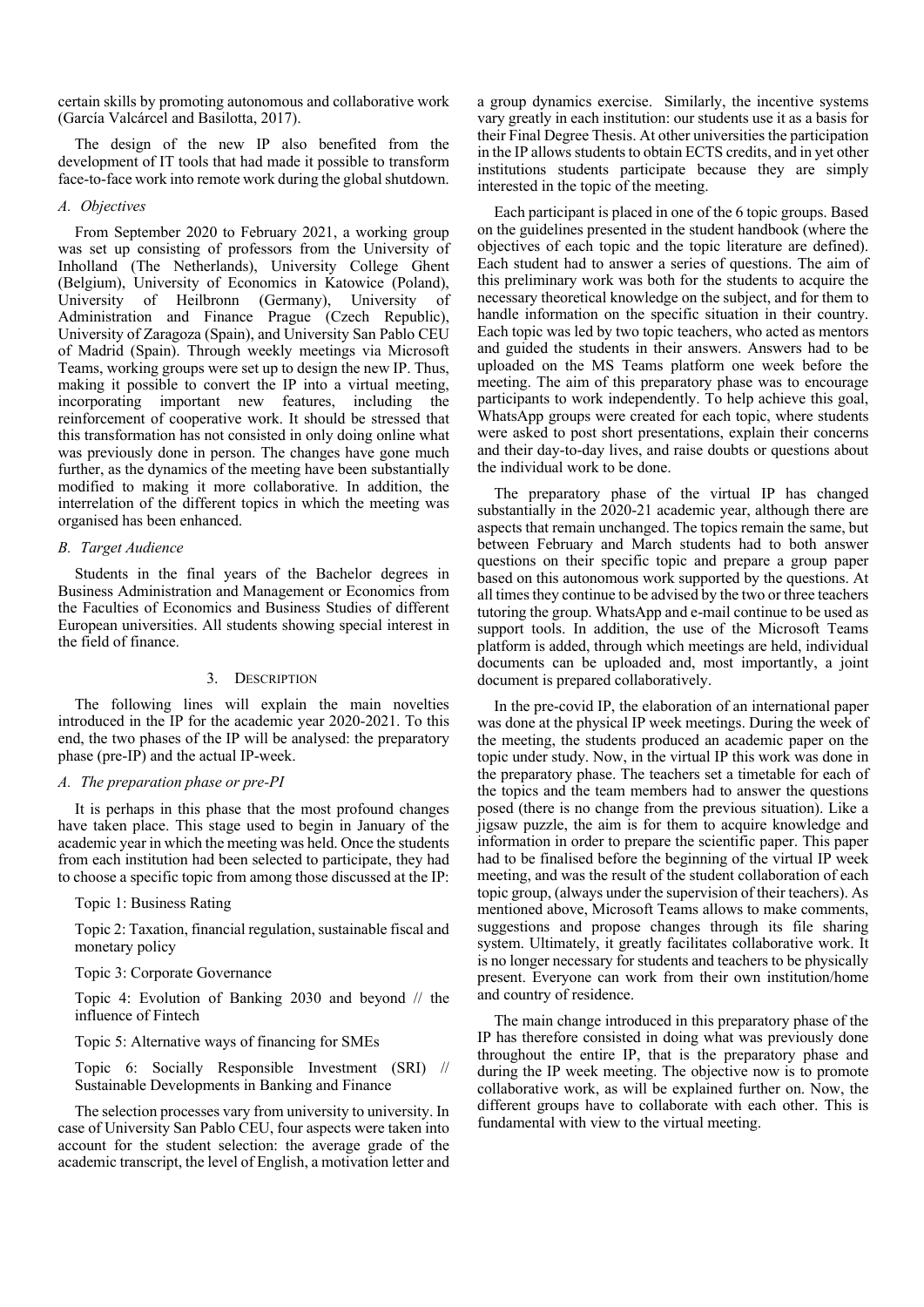certain skills by promoting autonomous and collaborative work (García Valcárcel and Basilotta, 2017).

The design of the new IP also benefited from the development of IT tools that had made it possible to transform face-to-face work into remote work during the global shutdown.

### *A. Objectives*

From September 2020 to February 2021, a working group was set up consisting of professors from the University of Inholland (The Netherlands), University College Ghent (Belgium), University of Economics in Katowice (Poland), University of Heilbronn (Germany), University of Administration and Finance Prague (Czech Republic), University of Zaragoza (Spain), and University San Pablo CEU of Madrid (Spain). Through weekly meetings via Microsoft Teams, working groups were set up to design the new IP. Thus, making it possible to convert the IP into a virtual meeting, incorporating important new features, including the reinforcement of cooperative work. It should be stressed that this transformation has not consisted in only doing online what was previously done in person. The changes have gone much further, as the dynamics of the meeting have been substantially modified to making it more collaborative. In addition, the interrelation of the different topics in which the meeting was organised has been enhanced.

### *B. Target Audience*

Students in the final years of the Bachelor degrees in Business Administration and Management or Economics from the Faculties of Economics and Business Studies of different European universities. All students showing special interest in the field of finance.

## 3. Description

The following lines will explain the main novelties introduced in the IP for the academic year 2020-2021. To this end, the two phases of the IP will be analysed: the preparatory phase (pre-IP) and the actual IP-week.

### *A. The preparation phase or pre-PI*

It is perhaps in this phase that the most profound changes have taken place. This stage used to begin in January of the academic year in which the meeting was held. Once the students from each institution had been selected to participate, they had to choose a specific topic from among those discussed at the IP:

Topic 1: Business Rating

Topic 2: Taxation, financial regulation, sustainable fiscal and monetary policy

Topic 3: Corporate Governance

Topic 4: Evolution of Banking 2030 and beyond // the influence of Fintech

Topic 5: Alternative ways of financing for SMEs

Topic 6: Socially Responsible Investment (SRI) // Sustainable Developments in Banking and Finance

The selection processes vary from university to university. In case of University San Pablo CEU, four aspects were taken into account for the student selection: the average grade of the academic transcript, the level of English, a motivation letter and a group dynamics exercise. Similarly, the incentive systems vary greatly in each institution: our students use it as a basis for their Final Degree Thesis. At other universities the participation in the IP allows students to obtain ECTS credits, and in yet other institutions students participate because they are simply interested in the topic of the meeting.

Each participant is placed in one of the 6 topic groups. Based on the guidelines presented in the student handbook (where the objectives of each topic and the topic literature are defined). Each student had to answer a series of questions. The aim of this preliminary work was both for the students to acquire the necessary theoretical knowledge on the subject, and for them to handle information on the specific situation in their country. Each topic was led by two topic teachers, who acted as mentors and guided the students in their answers. Answers had to be uploaded on the MS Teams platform one week before the meeting. The aim of this preparatory phase was to encourage participants to work independently. To help achieve this goal, WhatsApp groups were created for each topic, where students were asked to post short presentations, explain their concerns and their day-to-day lives, and raise doubts or questions about the individual work to be done.

The preparatory phase of the virtual IP has changed substantially in the 2020-21 academic year, although there are aspects that remain unchanged. The topics remain the same, but between February and March students had to both answer questions on their specific topic and prepare a group paper based on this autonomous work supported by the questions. At all times they continue to be advised by the two or three teachers tutoring the group. WhatsApp and e-mail continue to be used as support tools. In addition, the use of the Microsoft Teams platform is added, through which meetings are held, individual documents can be uploaded and, most importantly, a joint document is prepared collaboratively.

In the pre-covid IP, the elaboration of an international paper was done at the physical IP week meetings. During the week of the meeting, the students produced an academic paper on the topic under study. Now, in the virtual IP this work was done in the preparatory phase. The teachers set a timetable for each of the topics and the team members had to answer the questions posed (there is no change from the previous situation). Like a jigsaw puzzle, the aim is for them to acquire knowledge and information in order to prepare the scientific paper. This paper had to be finalised before the beginning of the virtual IP week meeting, and was the result of the student collaboration of each topic group, (always under the supervision of their teachers). As mentioned above, Microsoft Teams allows to make comments, suggestions and propose changes through its file sharing system. Ultimately, it greatly facilitates collaborative work. It is no longer necessary for students and teachers to be physically present. Everyone can work from their own institution/home and country of residence.

The main change introduced in this preparatory phase of the IP has therefore consisted in doing what was previously done throughout the entire IP, that is the preparatory phase and during the IP week meeting. The objective now is to promote collaborative work, as will be explained further on. Now, the different groups have to collaborate with each other. This is fundamental with view to the virtual meeting.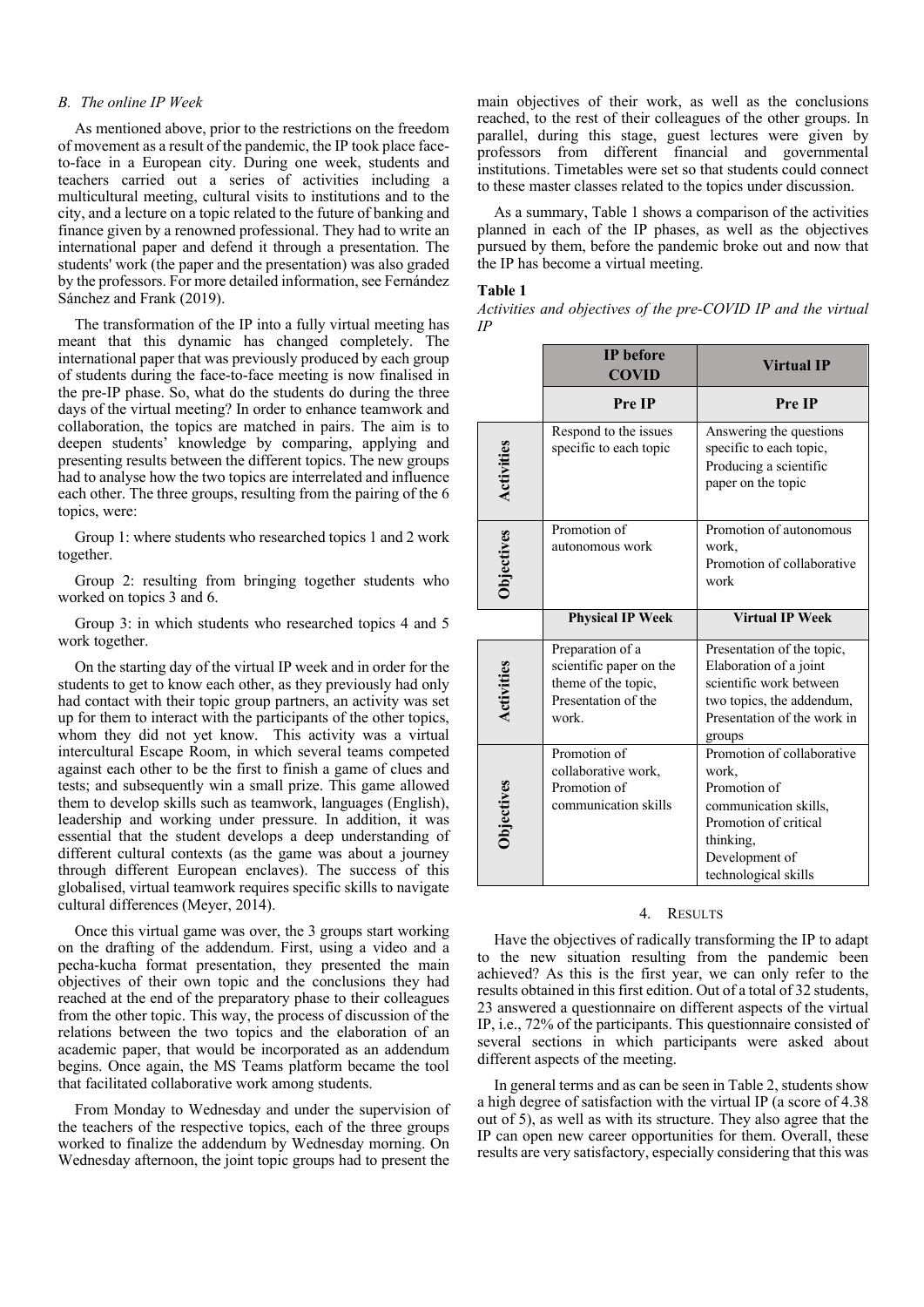### *B. The online IP Week*

As mentioned above, prior to the restrictions on the freedom of movement as a result of the pandemic, the IP took place face-to-face in a European city. During one week, students and teachers carried out a series of activities including a multicultural meeting, cultural visits to institutions and to the city, and a lecture on a topic related to the future of banking and finance given by a renowned professional. They had to write an international paper and defend it through a presentation. The students' work (the paper and the presentation) was also graded by the professors. For more detailed information, see Fernández Sánchez and Frank (2019).

The transformation of the IP into a fully virtual meeting has meant that this dynamic has changed completely. The international paper that was previously produced by each group of students during the face-to-face meeting is now finalised in the pre-IP phase. So, what do the students do during the three days of the virtual meeting? In order to enhance teamwork and collaboration, the topics are matched in pairs. The aim is to deepen students' knowledge by comparing, applying and presenting results between the different topics. The new groups had to analyse how the two topics are interrelated and influence each other. The three groups, resulting from the pairing of the 6 topics, were:

Group 1: where students who researched topics 1 and 2 work together.

Group 2: resulting from bringing together students who worked on topics 3 and 6.

Group 3: in which students who researched topics 4 and 5 work together.

On the starting day of the virtual IP week and in order for the students to get to know each other, as they previously had only had contact with their topic group partners, an activity was set up for them to interact with the participants of the other topics, whom they did not yet know. This activity was a virtual intercultural Escape Room, in which several teams competed against each other to be the first to finish a game of clues and tests; and subsequently win a small prize. This game allowed them to develop skills such as teamwork, languages (English), leadership and working under pressure. In addition, it was essential that the student develops a deep understanding of different cultural contexts (as the game was about a journey through different European enclaves). The success of this globalised, virtual teamwork requires specific skills to navigate cultural differences (Meyer, 2014).

Once this virtual game was over, the 3 groups start working on the drafting of the addendum. First, using a video and a pecha-kucha format presentation, they presented the main objectives of their own topic and the conclusions they had reached at the end of the preparatory phase to their colleagues from the other topic. This way, the process of discussion of the relations between the two topics and the elaboration of an academic paper, that would be incorporated as an addendum begins. Once again, the MS Teams platform became the tool that facilitated collaborative work among students.

From Monday to Wednesday and under the supervision of the teachers of the respective topics, each of the three groups worked to finalize the addendum by Wednesday morning. On Wednesday afternoon, the joint topic groups had to present the main objectives of their work, as well as the conclusions reached, to the rest of their colleagues of the other groups. In parallel, during this stage, guest lectures were given by professors from different financial and governmental institutions. Timetables were set so that students could connect to these master classes related to the topics under discussion.

As a summary, Table 1 shows a comparison of the activities planned in each of the IP phases, as well as the objectives pursued by them, before the pandemic broke out and now that the IP has become a virtual meeting.

**Table 1**

*Activities and objectives of the pre-COVID IP and the virtual IP*

| | **IP before COVID** | **Virtual IP** |
|---|---|---|
| | **Pre IP** | **Pre IP** |
| **Activities** | Respond to the issues specific to each topic | Answering the questions specific to each topic, Producing a scientific paper on the topic |
| **Objectives** | Promotion of autonomous work | Promotion of autonomous work, Promotion of collaborative work |
| | **Physical IP Week** | **Virtual IP Week** |
| **Activities** | Preparation of a scientific paper on the theme of the topic, Presentation of the work. | Presentation of the topic, Elaboration of a joint scientific work between two topics, the addendum, Presentation of the work in groups |
| **Objectives** | Promotion of collaborative work, Promotion of communication skills | Promotion of collaborative work, Promotion of communication skills, Promotion of critical thinking, Development of technological skills |

## 4. RESULTS

Have the objectives of radically transforming the IP to adapt to the new situation resulting from the pandemic been achieved? As this is the first year, we can only refer to the results obtained in this first edition. Out of a total of 32 students, 23 answered a questionnaire on different aspects of the virtual IP, i.e., 72% of the participants. This questionnaire consisted of several sections in which participants were asked about different aspects of the meeting.

In general terms and as can be seen in Table 2, students show a high degree of satisfaction with the virtual IP (a score of 4.38 out of 5), as well as with its structure. They also agree that the IP can open new career opportunities for them. Overall, these results are very satisfactory, especially considering that this was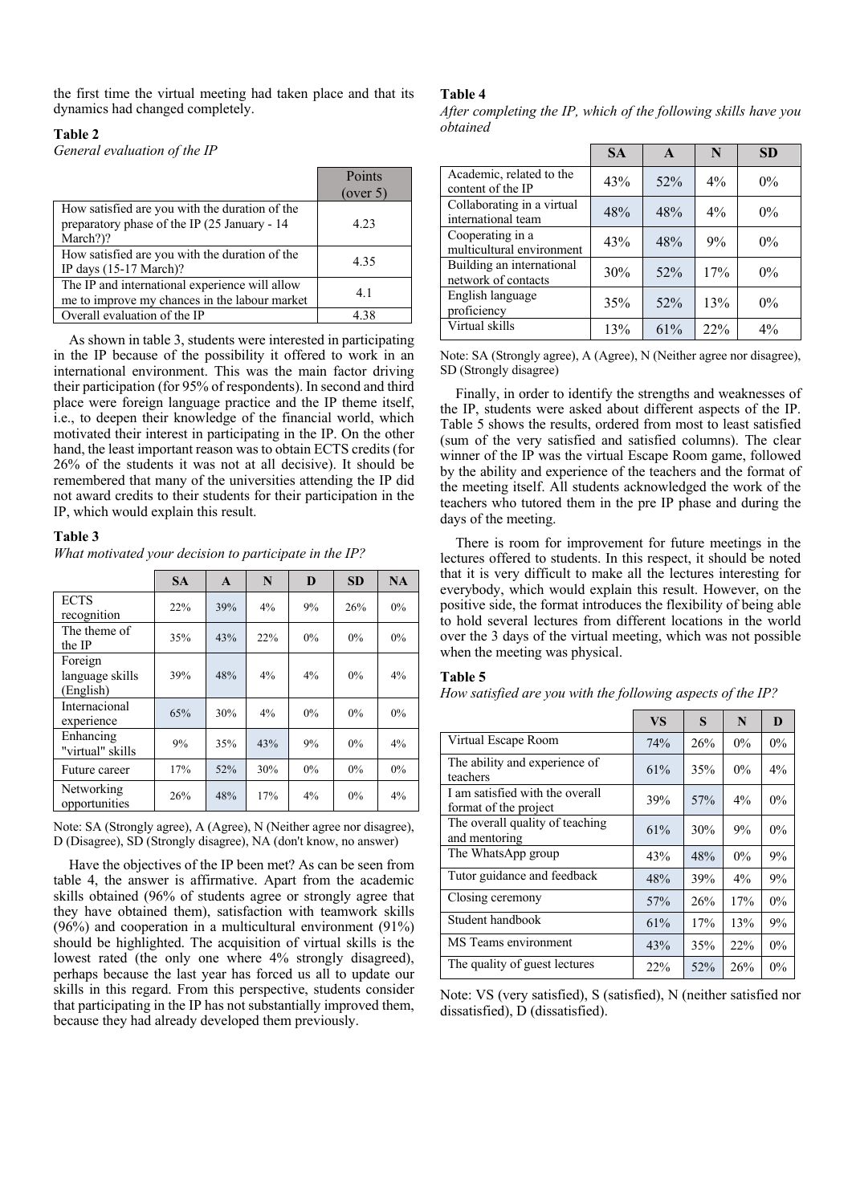the first time the virtual meeting had taken place and that its dynamics had changed completely.

**Table 2**

*General evaluation of the IP*

| | Points (over 5) |
|---|---|
| How satisfied are you with the duration of the preparatory phase of the IP (25 January - 14 March?)? | 4.23 |
| How satisfied are you with the duration of the IP days (15-17 March)? | 4.35 |
| The IP and international experience will allow me to improve my chances in the labour market | 4.1 |
| Overall evaluation of the IP | 4.38 |

As shown in table 3, students were interested in participating in the IP because of the possibility it offered to work in an international environment. This was the main factor driving their participation (for 95% of respondents). In second and third place were foreign language practice and the IP theme itself, i.e., to deepen their knowledge of the financial world, which motivated their interest in participating in the IP. On the other hand, the least important reason was to obtain ECTS credits (for 26% of the students it was not at all decisive). It should be remembered that many of the universities attending the IP did not award credits to their students for their participation in the IP, which would explain this result.

**Table 3**

*What motivated your decision to participate in the IP?*

| | SA | A | N | D | SD | NA |
|---|---|---|---|---|---|---|
| ECTS recognition | 22% | 39% | 4% | 9% | 26% | 0% |
| The theme of the IP | 35% | 43% | 22% | 0% | 0% | 0% |
| Foreign language skills (English) | 39% | 48% | 4% | 4% | 0% | 4% |
| Internacional experience | 65% | 30% | 4% | 0% | 0% | 0% |
| Enhancing "virtual" skills | 9% | 35% | 43% | 9% | 0% | 4% |
| Future career | 17% | 52% | 30% | 0% | 0% | 0% |
| Networking opportunities | 26% | 48% | 17% | 4% | 0% | 4% |

Note: SA (Strongly agree), A (Agree), N (Neither agree nor disagree), D (Disagree), SD (Strongly disagree), NA (don't know, no answer)

Have the objectives of the IP been met? As can be seen from table 4, the answer is affirmative. Apart from the academic skills obtained (96% of students agree or strongly agree that they have obtained them), satisfaction with teamwork skills (96%) and cooperation in a multicultural environment (91%) should be highlighted. The acquisition of virtual skills is the lowest rated (the only one where 4% strongly disagreed), perhaps because the last year has forced us all to update our skills in this regard. From this perspective, students consider that participating in the IP has not substantially improved them, because they had already developed them previously.

**Table 4**

*After completing the IP, which of the following skills have you obtained*

| | SA | A | N | SD |
|---|---|---|---|---|
| Academic, related to the content of the IP | 43% | 52% | 4% | 0% |
| Collaborating in a virtual international team | 48% | 48% | 4% | 0% |
| Cooperating in a multicultural environment | 43% | 48% | 9% | 0% |
| Building an international network of contacts | 30% | 52% | 17% | 0% |
| English language proficiency | 35% | 52% | 13% | 0% |
| Virtual skills | 13% | 61% | 22% | 4% |

Note: SA (Strongly agree), A (Agree), N (Neither agree nor disagree), SD (Strongly disagree)

Finally, in order to identify the strengths and weaknesses of the IP, students were asked about different aspects of the IP. Table 5 shows the results, ordered from most to least satisfied (sum of the very satisfied and satisfied columns). The clear winner of the IP was the virtual Escape Room game, followed by the ability and experience of the teachers and the format of the meeting itself. All students acknowledged the work of the teachers who tutored them in the pre IP phase and during the days of the meeting.

There is room for improvement for future meetings in the lectures offered to students. In this respect, it should be noted that it is very difficult to make all the lectures interesting for everybody, which would explain this result. However, on the positive side, the format introduces the flexibility of being able to hold several lectures from different locations in the world over the 3 days of the virtual meeting, which was not possible when the meeting was physical.

**Table 5**

*How satisfied are you with the following aspects of the IP?*

| | VS | S | N | D |
|---|---|---|---|---|
| Virtual Escape Room | 74% | 26% | 0% | 0% |
| The ability and experience of teachers | 61% | 35% | 0% | 4% |
| I am satisfied with the overall format of the project | 39% | 57% | 4% | 0% |
| The overall quality of teaching and mentoring | 61% | 30% | 9% | 0% |
| The WhatsApp group | 43% | 48% | 0% | 9% |
| Tutor guidance and feedback | 48% | 39% | 4% | 9% |
| Closing ceremony | 57% | 26% | 17% | 0% |
| Student handbook | 61% | 17% | 13% | 9% |
| MS Teams environment | 43% | 35% | 22% | 0% |
| The quality of guest lectures | 22% | 52% | 26% | 0% |

Note: VS (very satisfied), S (satisfied), N (neither satisfied nor dissatisfied), D (dissatisfied).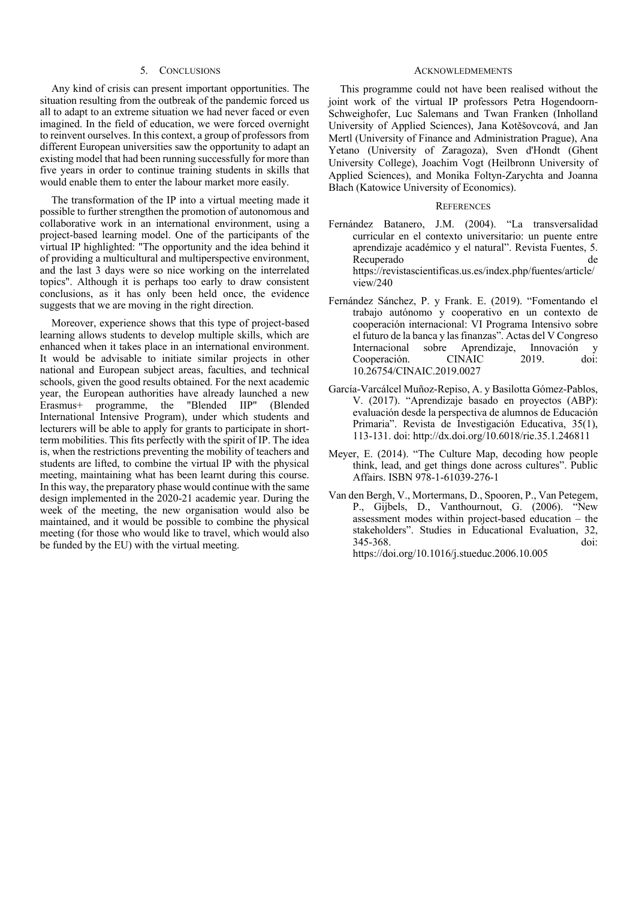## 5. Conclusions

Any kind of crisis can present important opportunities. The situation resulting from the outbreak of the pandemic forced us all to adapt to an extreme situation we had never faced or even imagined. In the field of education, we were forced overnight to reinvent ourselves. In this context, a group of professors from different European universities saw the opportunity to adapt an existing model that had been running successfully for more than five years in order to continue training students in skills that would enable them to enter the labour market more easily.

The transformation of the IP into a virtual meeting made it possible to further strengthen the promotion of autonomous and collaborative work in an international environment, using a project-based learning model. One of the participants of the virtual IP highlighted: "The opportunity and the idea behind it of providing a multicultural and multiperspective environment, and the last 3 days were so nice working on the interrelated topics". Although it is perhaps too early to draw consistent conclusions, as it has only been held once, the evidence suggests that we are moving in the right direction.

Moreover, experience shows that this type of project-based learning allows students to develop multiple skills, which are enhanced when it takes place in an international environment. It would be advisable to initiate similar projects in other national and European subject areas, faculties, and technical schools, given the good results obtained. For the next academic year, the European authorities have already launched a new Erasmus+ programme, the "Blended IIP" (Blended International Intensive Program), under which students and lecturers will be able to apply for grants to participate in short-term mobilities. This fits perfectly with the spirit of IP. The idea is, when the restrictions preventing the mobility of teachers and students are lifted, to combine the virtual IP with the physical meeting, maintaining what has been learnt during this course. In this way, the preparatory phase would continue with the same design implemented in the 2020-21 academic year. During the week of the meeting, the new organisation would also be maintained, and it would be possible to combine the physical meeting (for those who would like to travel, which would also be funded by the EU) with the virtual meeting.

## Acknowledmements

This programme could not have been realised without the joint work of the virtual IP professors Petra Hogendoorn-Schweighofer, Luc Salemans and Twan Franken (Inholland University of Applied Sciences), Jana Kotěšovcová, and Jan Mertl (University of Finance and Administration Prague), Ana Yetano (University of Zaragoza), Sven d'Hondt (Ghent University College), Joachim Vogt (Heilbronn University of Applied Sciences), and Monika Foltyn-Zarychta and Joanna Błach (Katowice University of Economics).

## References

Fernández Batanero, J.M. (2004). "La transversalidad curricular en el contexto universitario: un puente entre aprendizaje académico y el natural". Revista Fuentes, 5. Recuperado de https://revistascientificas.us.es/index.php/fuentes/article/view/240

Fernández Sánchez, P. y Frank. E. (2019). "Fomentando el trabajo autónomo y cooperativo en un contexto de cooperación internacional: VI Programa Intensivo sobre el futuro de la banca y las finanzas". Actas del V Congreso Internacional sobre Aprendizaje, Innovación y Cooperación. CINAIC 2019. doi: 10.26754/CINAIC.2019.0027

García-Varcálcel Muñoz-Repiso, A. y Basilotta Gómez-Pablos, V. (2017). "Aprendizaje basado en proyectos (ABP): evaluación desde la perspectiva de alumnos de Educación Primaria". Revista de Investigación Educativa, 35(1), 113-131. doi: http://dx.doi.org/10.6018/rie.35.1.246811

Meyer, E. (2014). "The Culture Map, decoding how people think, lead, and get things done across cultures". Public Affairs. ISBN 978-1-61039-276-1

Van den Bergh, V., Mortermans, D., Spooren, P., Van Petegem, P., Gijbels, D., Vanthournout, G. (2006). "New assessment modes within project-based education – the stakeholders". Studies in Educational Evaluation, 32, 345-368. doi: https://doi.org/10.1016/j.stueduc.2006.10.005